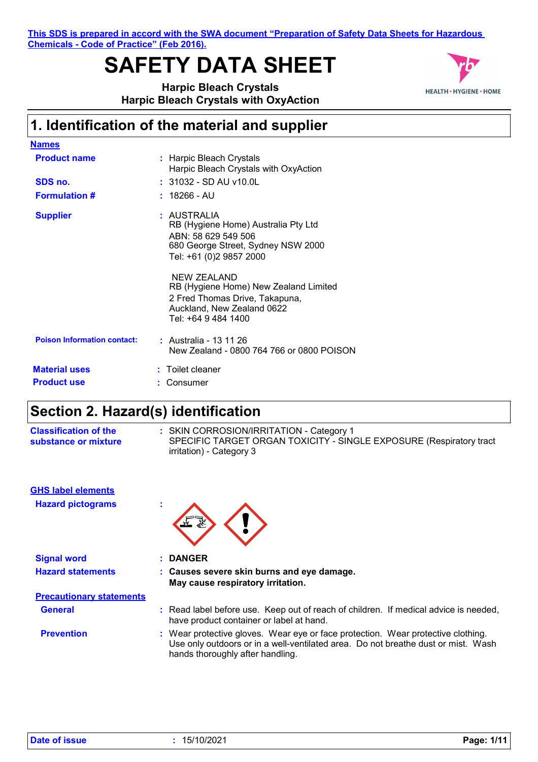This SDS is prepared in accord with the SWA document "Preparation of Safety Data Sheets for Hazardous Chemicals - Code of Practice" (Feb 2016).

# SAFETY DATA SHEET

**Harpic Bleach Crystals**
**Harpic Bleach Crystals with OxyAction**

HEALTH • HYGIENE • HOME

## 1. Identification of the material and supplier

**Names**

| | |
|---|---|
| **Product name** | : Harpic Bleach Crystals<br>Harpic Bleach Crystals with OxyAction |
| **SDS no.** | : 31032 - SD AU v10.0L |
| **Formulation #** | : 18266 - AU |
| **Supplier** | : AUSTRALIA<br>RB (Hygiene Home) Australia Pty Ltd<br>ABN: 58 629 549 506<br>680 George Street, Sydney NSW 2000<br>Tel: +61 (0)2 9857 2000<br><br>NEW ZEALAND<br>RB (Hygiene Home) New Zealand Limited<br>2 Fred Thomas Drive, Takapuna,<br>Auckland, New Zealand 0622<br>Tel: +64 9 484 1400 |
| **Poison Information contact:** | : Australia - 13 11 26<br>New Zealand - 0800 764 766 or 0800 POISON |
| **Material uses** | : Toilet cleaner |
| **Product use** | : Consumer |

## Section 2. Hazard(s) identification

| | |
|---|---|
| **Classification of the substance or mixture** | : SKIN CORROSION/IRRITATION - Category 1<br>SPECIFIC TARGET ORGAN TOXICITY - SINGLE EXPOSURE (Respiratory tract irritation) - Category 3 |

**GHS label elements**

| | |
|---|---|
| **Hazard pictograms** | : |
| **Signal word** | : **DANGER** |
| **Hazard statements** | : **Causes severe skin burns and eye damage.**<br>**May cause respiratory irritation.** |

**Precautionary statements**

| | |
|---|---|
| **General** | : Read label before use. Keep out of reach of children. If medical advice is needed, have product container or label at hand. |
| **Prevention** | : Wear protective gloves. Wear eye or face protection. Wear protective clothing. Use only outdoors or in a well-ventilated area. Do not breathe dust or mist. Wash hands thoroughly after handling. |

**Date of issue** : 15/10/2021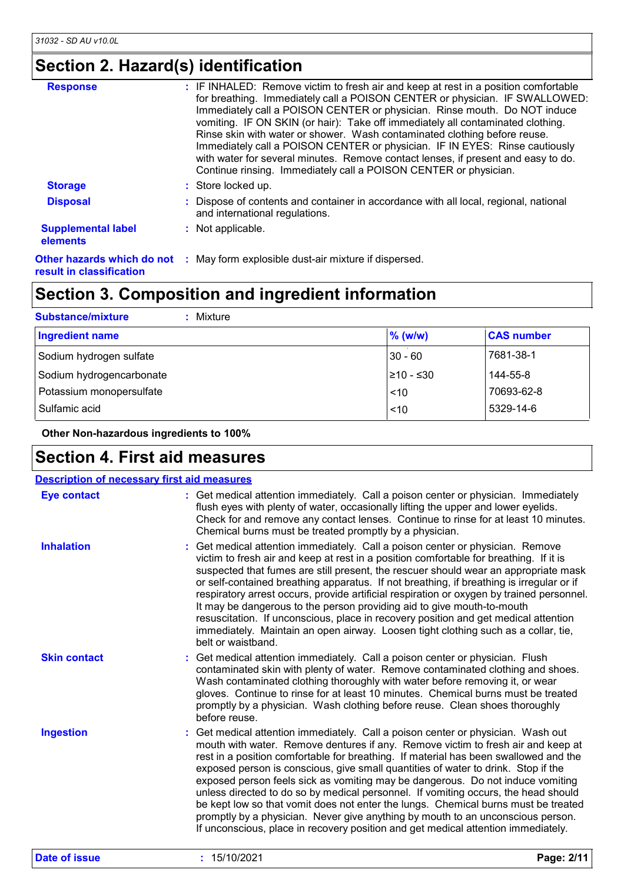## Section 2. Hazard(s) identification

**Response** : IF INHALED: Remove victim to fresh air and keep at rest in a position comfortable for breathing. Immediately call a POISON CENTER or physician. IF SWALLOWED: Immediately call a POISON CENTER or physician. Rinse mouth. Do NOT induce vomiting. IF ON SKIN (or hair): Take off immediately all contaminated clothing. Rinse skin with water or shower. Wash contaminated clothing before reuse. Immediately call a POISON CENTER or physician. IF IN EYES: Rinse cautiously with water for several minutes. Remove contact lenses, if present and easy to do. Continue rinsing. Immediately call a POISON CENTER or physician.

**Storage** : Store locked up.

**Disposal** : Dispose of contents and container in accordance with all local, regional, national and international regulations.

**Supplemental label elements** : Not applicable.

**Other hazards which do not result in classification** : May form explosible dust-air mixture if dispersed.

## Section 3. Composition and ingredient information

**Substance/mixture** : Mixture

| Ingredient name | % (w/w) | CAS number |
|---|---|---|
| Sodium hydrogen sulfate | 30 - 60 | 7681-38-1 |
| Sodium hydrogencarbonate | ≥10 - ≤30 | 144-55-8 |
| Potassium monopersulfate | <10 | 70693-62-8 |
| Sulfamic acid | <10 | 5329-14-6 |

**Other Non-hazardous ingredients to 100%**

## Section 4. First aid measures

**Description of necessary first aid measures**

**Eye contact** : Get medical attention immediately. Call a poison center or physician. Immediately flush eyes with plenty of water, occasionally lifting the upper and lower eyelids. Check for and remove any contact lenses. Continue to rinse for at least 10 minutes. Chemical burns must be treated promptly by a physician.

**Inhalation** : Get medical attention immediately. Call a poison center or physician. Remove victim to fresh air and keep at rest in a position comfortable for breathing. If it is suspected that fumes are still present, the rescuer should wear an appropriate mask or self-contained breathing apparatus. If not breathing, if breathing is irregular or if respiratory arrest occurs, provide artificial respiration or oxygen by trained personnel. It may be dangerous to the person providing aid to give mouth-to-mouth resuscitation. If unconscious, place in recovery position and get medical attention immediately. Maintain an open airway. Loosen tight clothing such as a collar, tie, belt or waistband.

**Skin contact** : Get medical attention immediately. Call a poison center or physician. Flush contaminated skin with plenty of water. Remove contaminated clothing and shoes. Wash contaminated clothing thoroughly with water before removing it, or wear gloves. Continue to rinse for at least 10 minutes. Chemical burns must be treated promptly by a physician. Wash clothing before reuse. Clean shoes thoroughly before reuse.

**Ingestion** : Get medical attention immediately. Call a poison center or physician. Wash out mouth with water. Remove dentures if any. Remove victim to fresh air and keep at rest in a position comfortable for breathing. If material has been swallowed and the exposed person is conscious, give small quantities of water to drink. Stop if the exposed person feels sick as vomiting may be dangerous. Do not induce vomiting unless directed to do so by medical personnel. If vomiting occurs, the head should be kept low so that vomit does not enter the lungs. Chemical burns must be treated promptly by a physician. Never give anything by mouth to an unconscious person. If unconscious, place in recovery position and get medical attention immediately.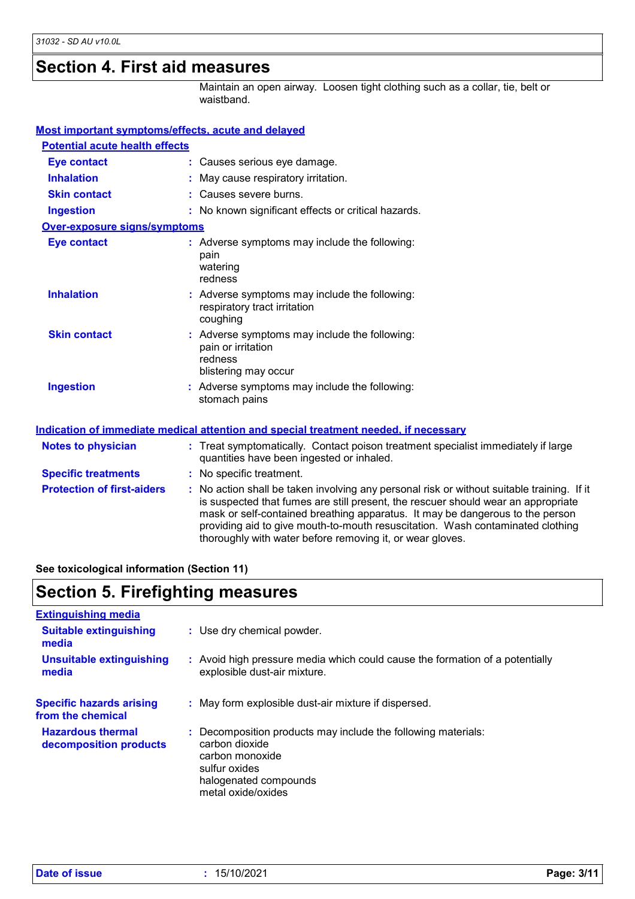## Section 4. First aid measures

Maintain an open airway. Loosen tight clothing such as a collar, tie, belt or waistband.

### Most important symptoms/effects, acute and delayed

#### Potential acute health effects

| | |
|---|---|
| **Eye contact** | : Causes serious eye damage. |
| **Inhalation** | : May cause respiratory irritation. |
| **Skin contact** | : Causes severe burns. |
| **Ingestion** | : No known significant effects or critical hazards. |

#### Over-exposure signs/symptoms

| | |
|---|---|
| **Eye contact** | : Adverse symptoms may include the following:<br>pain<br>watering<br>redness |
| **Inhalation** | : Adverse symptoms may include the following:<br>respiratory tract irritation<br>coughing |
| **Skin contact** | : Adverse symptoms may include the following:<br>pain or irritation<br>redness<br>blistering may occur |
| **Ingestion** | : Adverse symptoms may include the following:<br>stomach pains |

### Indication of immediate medical attention and special treatment needed, if necessary

| | |
|---|---|
| **Notes to physician** | : Treat symptomatically. Contact poison treatment specialist immediately if large quantities have been ingested or inhaled. |
| **Specific treatments** | : No specific treatment. |
| **Protection of first-aiders** | : No action shall be taken involving any personal risk or without suitable training. If it is suspected that fumes are still present, the rescuer should wear an appropriate mask or self-contained breathing apparatus. It may be dangerous to the person providing aid to give mouth-to-mouth resuscitation. Wash contaminated clothing thoroughly with water before removing it, or wear gloves. |

**See toxicological information (Section 11)**

## Section 5. Firefighting measures

### Extinguishing media

| | |
|---|---|
| **Suitable extinguishing media** | : Use dry chemical powder. |
| **Unsuitable extinguishing media** | : Avoid high pressure media which could cause the formation of a potentially explosible dust-air mixture. |
| **Specific hazards arising from the chemical** | : May form explosible dust-air mixture if dispersed. |
| **Hazardous thermal decomposition products** | : Decomposition products may include the following materials:<br>carbon dioxide<br>carbon monoxide<br>sulfur oxides<br>halogenated compounds<br>metal oxide/oxides |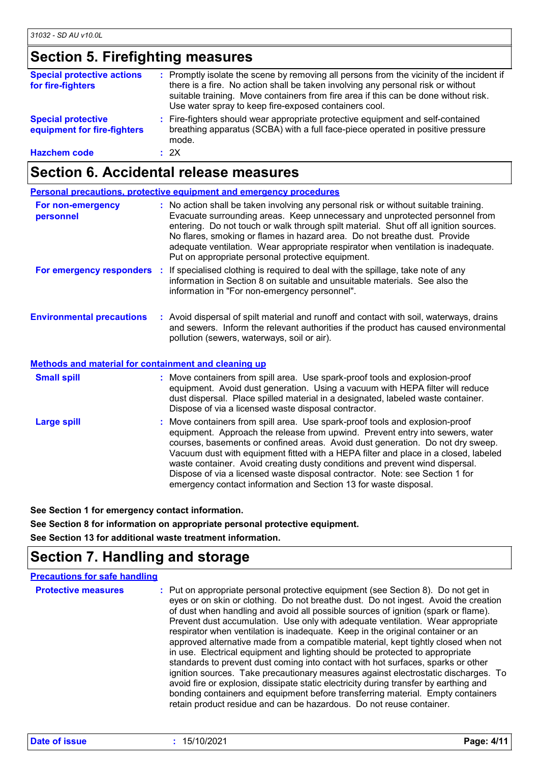## Section 5. Firefighting measures

**Special protective actions for fire-fighters** : Promptly isolate the scene by removing all persons from the vicinity of the incident if there is a fire. No action shall be taken involving any personal risk or without suitable training. Move containers from fire area if this can be done without risk. Use water spray to keep fire-exposed containers cool.

**Special protective equipment for fire-fighters** : Fire-fighters should wear appropriate protective equipment and self-contained breathing apparatus (SCBA) with a full face-piece operated in positive pressure mode.

**Hazchem code** : 2X

## Section 6. Accidental release measures

### Personal precautions, protective equipment and emergency procedures

**For non-emergency personnel** : No action shall be taken involving any personal risk or without suitable training. Evacuate surrounding areas. Keep unnecessary and unprotected personnel from entering. Do not touch or walk through spilt material. Shut off all ignition sources. No flares, smoking or flames in hazard area. Do not breathe dust. Provide adequate ventilation. Wear appropriate respirator when ventilation is inadequate. Put on appropriate personal protective equipment.

**For emergency responders** : If specialised clothing is required to deal with the spillage, take note of any information in Section 8 on suitable and unsuitable materials. See also the information in "For non-emergency personnel".

**Environmental precautions** : Avoid dispersal of spilt material and runoff and contact with soil, waterways, drains and sewers. Inform the relevant authorities if the product has caused environmental pollution (sewers, waterways, soil or air).

### Methods and material for containment and cleaning up

**Small spill** : Move containers from spill area. Use spark-proof tools and explosion-proof equipment. Avoid dust generation. Using a vacuum with HEPA filter will reduce dust dispersal. Place spilled material in a designated, labeled waste container. Dispose of via a licensed waste disposal contractor.

**Large spill** : Move containers from spill area. Use spark-proof tools and explosion-proof equipment. Approach the release from upwind. Prevent entry into sewers, water courses, basements or confined areas. Avoid dust generation. Do not dry sweep. Vacuum dust with equipment fitted with a HEPA filter and place in a closed, labeled waste container. Avoid creating dusty conditions and prevent wind dispersal. Dispose of via a licensed waste disposal contractor. Note: see Section 1 for emergency contact information and Section 13 for waste disposal.

**See Section 1 for emergency contact information.**

**See Section 8 for information on appropriate personal protective equipment.**

**See Section 13 for additional waste treatment information.**

## Section 7. Handling and storage

### Precautions for safe handling

**Protective measures** : Put on appropriate personal protective equipment (see Section 8). Do not get in eyes or on skin or clothing. Do not breathe dust. Do not ingest. Avoid the creation of dust when handling and avoid all possible sources of ignition (spark or flame). Prevent dust accumulation. Use only with adequate ventilation. Wear appropriate respirator when ventilation is inadequate. Keep in the original container or an approved alternative made from a compatible material, kept tightly closed when not in use. Electrical equipment and lighting should be protected to appropriate standards to prevent dust coming into contact with hot surfaces, sparks or other ignition sources. Take precautionary measures against electrostatic discharges. To avoid fire or explosion, dissipate static electricity during transfer by earthing and bonding containers and equipment before transferring material. Empty containers retain product residue and can be hazardous. Do not reuse container.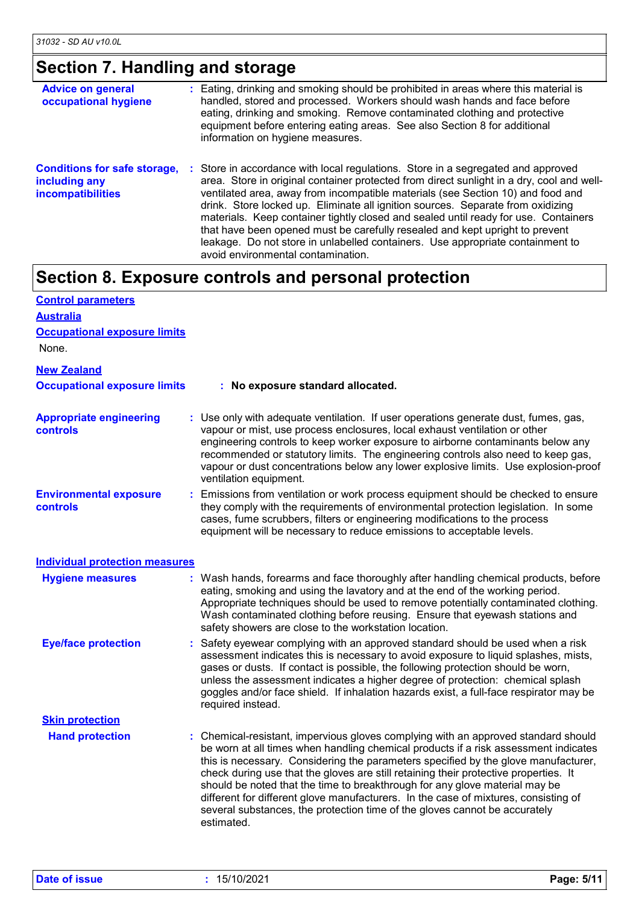## Section 7. Handling and storage

**Advice on general occupational hygiene** : Eating, drinking and smoking should be prohibited in areas where this material is handled, stored and processed. Workers should wash hands and face before eating, drinking and smoking. Remove contaminated clothing and protective equipment before entering eating areas. See also Section 8 for additional information on hygiene measures.

**Conditions for safe storage, including any incompatibilities** : Store in accordance with local regulations. Store in a segregated and approved area. Store in original container protected from direct sunlight in a dry, cool and well-ventilated area, away from incompatible materials (see Section 10) and food and drink. Store locked up. Eliminate all ignition sources. Separate from oxidizing materials. Keep container tightly closed and sealed until ready for use. Containers that have been opened must be carefully resealed and kept upright to prevent leakage. Do not store in unlabelled containers. Use appropriate containment to avoid environmental contamination.

## Section 8. Exposure controls and personal protection

**Control parameters**

**Australia**

**Occupational exposure limits**

None.

**New Zealand**

**Occupational exposure limits** : **No exposure standard allocated.**

**Appropriate engineering controls** : Use only with adequate ventilation. If user operations generate dust, fumes, gas, vapour or mist, use process enclosures, local exhaust ventilation or other engineering controls to keep worker exposure to airborne contaminants below any recommended or statutory limits. The engineering controls also need to keep gas, vapour or dust concentrations below any lower explosive limits. Use explosion-proof ventilation equipment.

**Environmental exposure controls** : Emissions from ventilation or work process equipment should be checked to ensure they comply with the requirements of environmental protection legislation. In some cases, fume scrubbers, filters or engineering modifications to the process equipment will be necessary to reduce emissions to acceptable levels.

**Individual protection measures**

**Hygiene measures** : Wash hands, forearms and face thoroughly after handling chemical products, before eating, smoking and using the lavatory and at the end of the working period. Appropriate techniques should be used to remove potentially contaminated clothing. Wash contaminated clothing before reusing. Ensure that eyewash stations and safety showers are close to the workstation location.

**Eye/face protection** : Safety eyewear complying with an approved standard should be used when a risk assessment indicates this is necessary to avoid exposure to liquid splashes, mists, gases or dusts. If contact is possible, the following protection should be worn, unless the assessment indicates a higher degree of protection: chemical splash goggles and/or face shield. If inhalation hazards exist, a full-face respirator may be required instead.

**Skin protection**

**Hand protection** : Chemical-resistant, impervious gloves complying with an approved standard should be worn at all times when handling chemical products if a risk assessment indicates this is necessary. Considering the parameters specified by the glove manufacturer, check during use that the gloves are still retaining their protective properties. It should be noted that the time to breakthrough for any glove material may be different for different glove manufacturers. In the case of mixtures, consisting of several substances, the protection time of the gloves cannot be accurately estimated.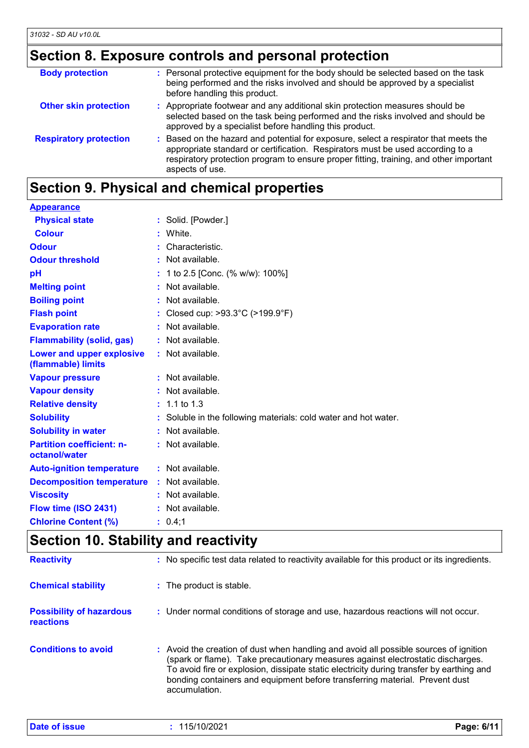## Section 8. Exposure controls and personal protection

| | |
|---|---|
| **Body protection** | : Personal protective equipment for the body should be selected based on the task being performed and the risks involved and should be approved by a specialist before handling this product. |
| **Other skin protection** | : Appropriate footwear and any additional skin protection measures should be selected based on the task being performed and the risks involved and should be approved by a specialist before handling this product. |
| **Respiratory protection** | : Based on the hazard and potential for exposure, select a respirator that meets the appropriate standard or certification. Respirators must be used according to a respiratory protection program to ensure proper fitting, training, and other important aspects of use. |

## Section 9. Physical and chemical properties

**Appearance**

| | |
|---|---|
| **Physical state** | : Solid. [Powder.] |
| **Colour** | : White. |
| **Odour** | : Characteristic. |
| **Odour threshold** | : Not available. |
| **pH** | : 1 to 2.5 [Conc. (% w/w): 100%] |
| **Melting point** | : Not available. |
| **Boiling point** | : Not available. |
| **Flash point** | : Closed cup: >93.3°C (>199.9°F) |
| **Evaporation rate** | : Not available. |
| **Flammability (solid, gas)** | : Not available. |
| **Lower and upper explosive (flammable) limits** | : Not available. |
| **Vapour pressure** | : Not available. |
| **Vapour density** | : Not available. |
| **Relative density** | : 1.1 to 1.3 |
| **Solubility** | : Soluble in the following materials: cold water and hot water. |
| **Solubility in water** | : Not available. |
| **Partition coefficient: n-octanol/water** | : Not available. |
| **Auto-ignition temperature** | : Not available. |
| **Decomposition temperature** | : Not available. |
| **Viscosity** | : Not available. |
| **Flow time (ISO 2431)** | : Not available. |
| **Chlorine Content (%)** | : 0.4;1 |

## Section 10. Stability and reactivity

| | |
|---|---|
| **Reactivity** | : No specific test data related to reactivity available for this product or its ingredients. |
| **Chemical stability** | : The product is stable. |
| **Possibility of hazardous reactions** | : Under normal conditions of storage and use, hazardous reactions will not occur. |
| **Conditions to avoid** | : Avoid the creation of dust when handling and avoid all possible sources of ignition (spark or flame). Take precautionary measures against electrostatic discharges. To avoid fire or explosion, dissipate static electricity during transfer by earthing and bonding containers and equipment before transferring material. Prevent dust accumulation. |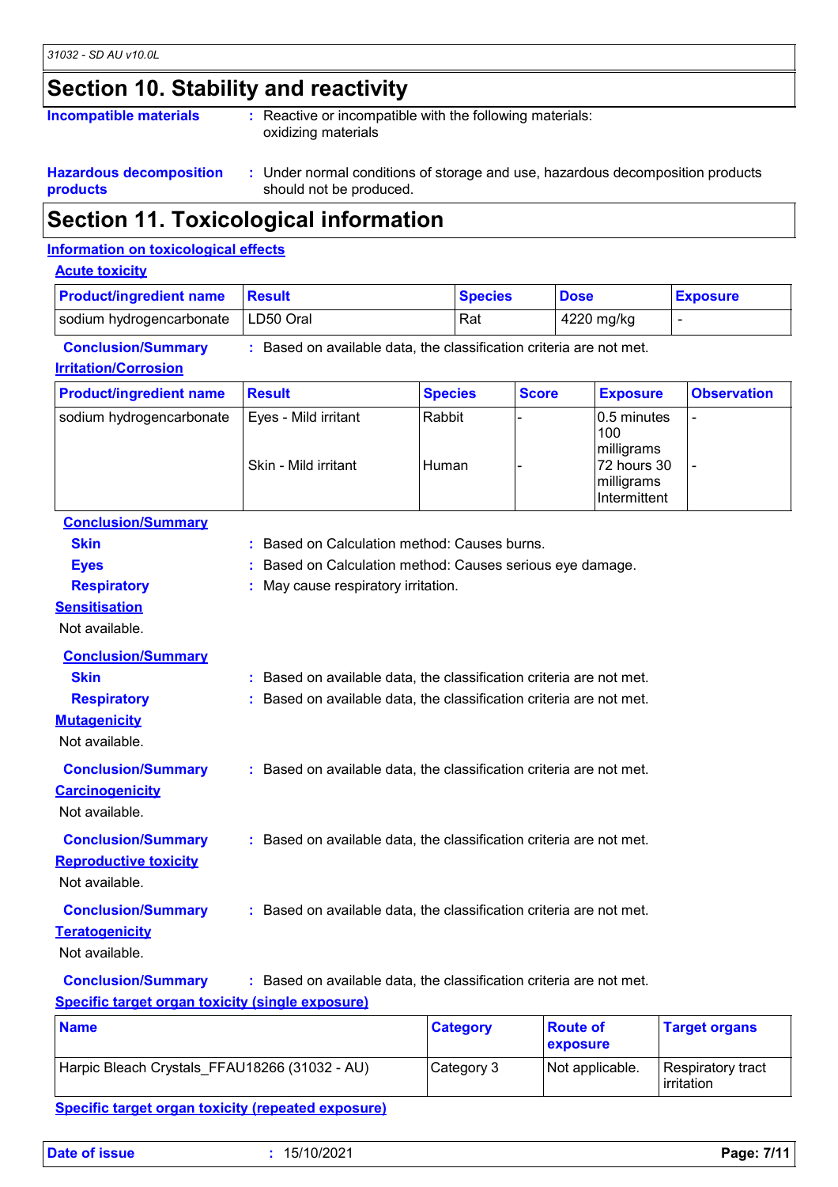## Section 10. Stability and reactivity

**Incompatible materials** : Reactive or incompatible with the following materials: oxidizing materials

**Hazardous decomposition products** : Under normal conditions of storage and use, hazardous decomposition products should not be produced.

## Section 11. Toxicological information

### Information on toxicological effects

#### Acute toxicity

| Product/ingredient name | Result | Species | Dose | Exposure |
|---|---|---|---|---|
| sodium hydrogencarbonate | LD50 Oral | Rat | 4220 mg/kg | - |

**Conclusion/Summary** : Based on available data, the classification criteria are not met.

#### Irritation/Corrosion

| Product/ingredient name | Result | Species | Score | Exposure | Observation |
|---|---|---|---|---|---|
| sodium hydrogencarbonate | Eyes - Mild irritant | Rabbit | - | 0.5 minutes 100 milligrams | - |
| | Skin - Mild irritant | Human | - | 72 hours 30 milligrams Intermittent | - |

**Conclusion/Summary**

**Skin** : Based on Calculation method: Causes burns.

**Eyes** : Based on Calculation method: Causes serious eye damage.

**Respiratory** : May cause respiratory irritation.

#### Sensitisation

Not available.

**Conclusion/Summary**

**Skin** : Based on available data, the classification criteria are not met.

**Respiratory** : Based on available data, the classification criteria are not met.

#### Mutagenicity

Not available.

**Conclusion/Summary** : Based on available data, the classification criteria are not met.

#### Carcinogenicity

Not available.

**Conclusion/Summary** : Based on available data, the classification criteria are not met.

#### Reproductive toxicity

Not available.

**Conclusion/Summary** : Based on available data, the classification criteria are not met.

#### Teratogenicity

Not available.

**Conclusion/Summary** : Based on available data, the classification criteria are not met.

#### Specific target organ toxicity (single exposure)

| Name | Category | Route of exposure | Target organs |
|---|---|---|---|
| Harpic Bleach Crystals_FFAU18266 (31032 - AU) | Category 3 | Not applicable. | Respiratory tract irritation |

#### Specific target organ toxicity (repeated exposure)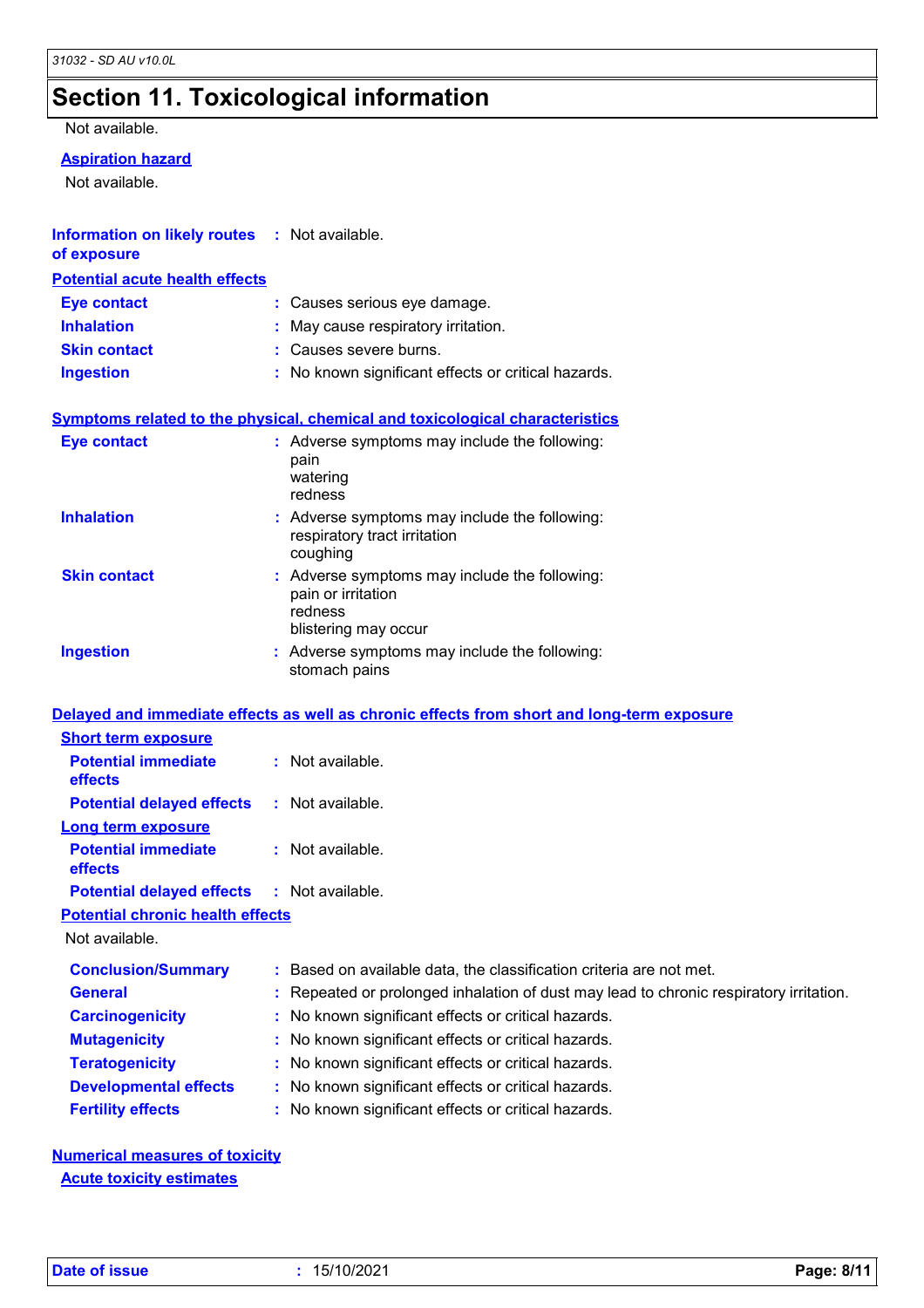# Section 11. Toxicological information

Not available.

**Aspiration hazard**

Not available.

**Information on likely routes of exposure** : Not available.

**Potential acute health effects**

| | |
|---|---|
| **Eye contact** | : Causes serious eye damage. |
| **Inhalation** | : May cause respiratory irritation. |
| **Skin contact** | : Causes severe burns. |
| **Ingestion** | : No known significant effects or critical hazards. |

**Symptoms related to the physical, chemical and toxicological characteristics**

| | |
|---|---|
| **Eye contact** | : Adverse symptoms may include the following:<br>pain<br>watering<br>redness |
| **Inhalation** | : Adverse symptoms may include the following:<br>respiratory tract irritation<br>coughing |
| **Skin contact** | : Adverse symptoms may include the following:<br>pain or irritation<br>redness<br>blistering may occur |
| **Ingestion** | : Adverse symptoms may include the following:<br>stomach pains |

**Delayed and immediate effects as well as chronic effects from short and long-term exposure**

**Short term exposure**

| | |
|---|---|
| **Potential immediate effects** | : Not available. |
| **Potential delayed effects** | : Not available. |

**Long term exposure**

| | |
|---|---|
| **Potential immediate effects** | : Not available. |
| **Potential delayed effects** | : Not available. |

**Potential chronic health effects**

Not available.

| | |
|---|---|
| **Conclusion/Summary** | : Based on available data, the classification criteria are not met. |
| **General** | : Repeated or prolonged inhalation of dust may lead to chronic respiratory irritation. |
| **Carcinogenicity** | : No known significant effects or critical hazards. |
| **Mutagenicity** | : No known significant effects or critical hazards. |
| **Teratogenicity** | : No known significant effects or critical hazards. |
| **Developmental effects** | : No known significant effects or critical hazards. |
| **Fertility effects** | : No known significant effects or critical hazards. |

**Numerical measures of toxicity**

**Acute toxicity estimates**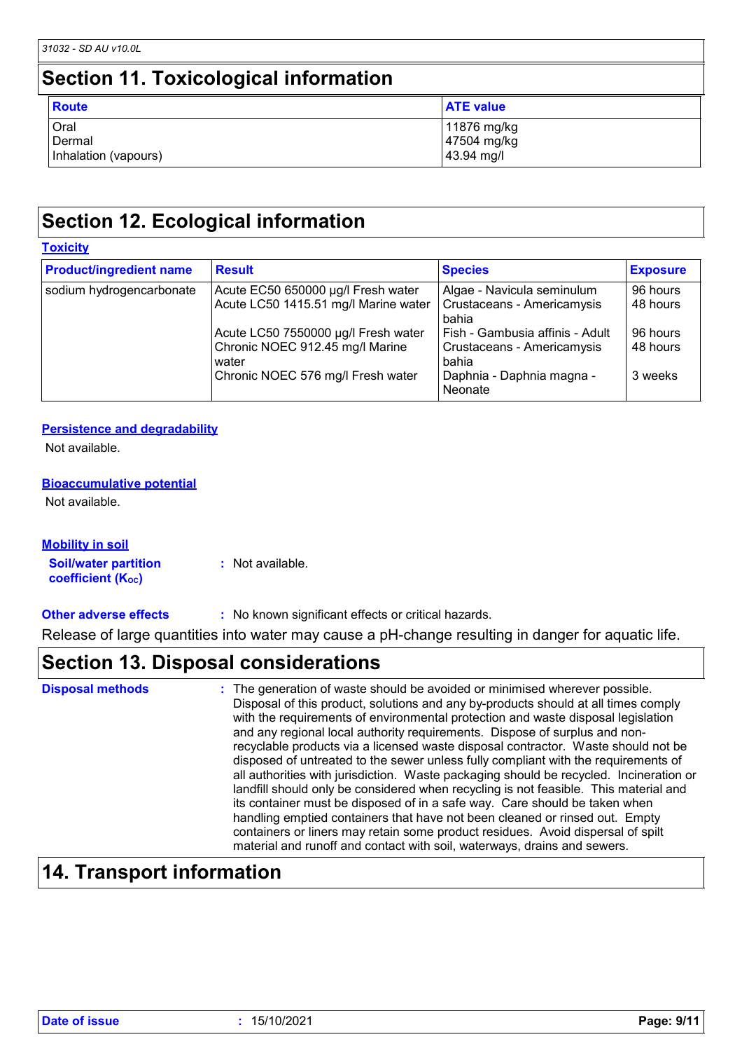## Section 11. Toxicological information

| Route | ATE value |
|---|---|
| Oral | 11876 mg/kg |
| Dermal | 47504 mg/kg |
| Inhalation (vapours) | 43.94 mg/l |

## Section 12. Ecological information

**Toxicity**

| Product/ingredient name | Result | Species | Exposure |
|---|---|---|---|
| sodium hydrogencarbonate | Acute EC50 650000 µg/l Fresh water | Algae - Navicula seminulum | 96 hours |
| | Acute LC50 1415.51 mg/l Marine water | Crustaceans - Americamysis bahia | 48 hours |
| | Acute LC50 7550000 µg/l Fresh water | Fish - Gambusia affinis - Adult | 96 hours |
| | Chronic NOEC 912.45 mg/l Marine water | Crustaceans - Americamysis bahia | 48 hours |
| | Chronic NOEC 576 mg/l Fresh water | Daphnia - Daphnia magna - Neonate | 3 weeks |

**Persistence and degradability**

Not available.

**Bioaccumulative potential**

Not available.

**Mobility in soil**

**Soil/water partition coefficient ($K_{OC}$)** : Not available.

**Other adverse effects** : No known significant effects or critical hazards.

Release of large quantities into water may cause a pH-change resulting in danger for aquatic life.

## Section 13. Disposal considerations

**Disposal methods** : The generation of waste should be avoided or minimised wherever possible. Disposal of this product, solutions and any by-products should at all times comply with the requirements of environmental protection and waste disposal legislation and any regional local authority requirements. Dispose of surplus and non-recyclable products via a licensed waste disposal contractor. Waste should not be disposed of untreated to the sewer unless fully compliant with the requirements of all authorities with jurisdiction. Waste packaging should be recycled. Incineration or landfill should only be considered when recycling is not feasible. This material and its container must be disposed of in a safe way. Care should be taken when handling emptied containers that have not been cleaned or rinsed out. Empty containers or liners may retain some product residues. Avoid dispersal of spilt material and runoff and contact with soil, waterways, drains and sewers.

## 14. Transport information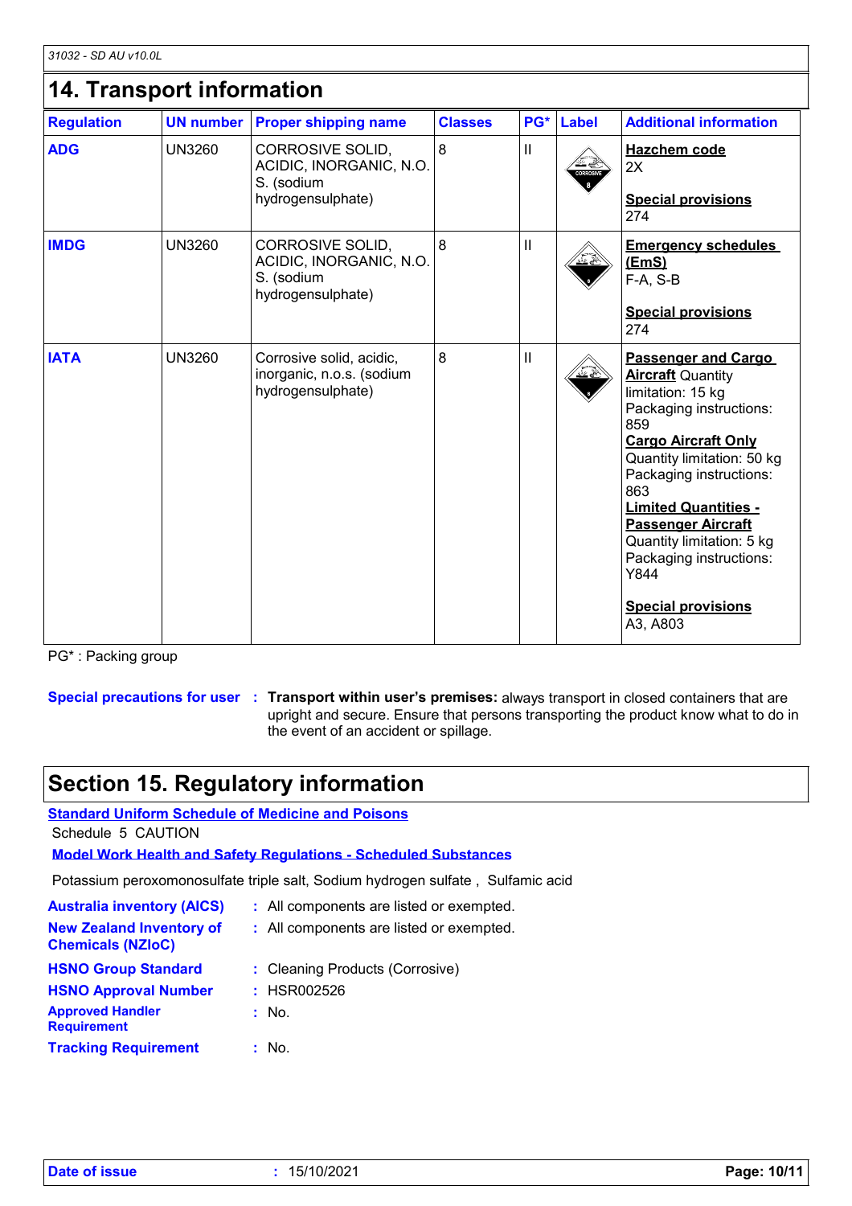## 14. Transport information

| Regulation | UN number | Proper shipping name | Classes | PG* | Label | Additional information |
|---|---|---|---|---|---|---|
| **ADG** | UN3260 | CORROSIVE SOLID, ACIDIC, INORGANIC, N.O.S. (sodium hydrogensulphate) | 8 | II | | **Hazchem code** 2X<br><br>**Special provisions** 274 |
| **IMDG** | UN3260 | CORROSIVE SOLID, ACIDIC, INORGANIC, N.O.S. (sodium hydrogensulphate) | 8 | II | | **Emergency schedules (EmS)** F-A, S-B<br><br>**Special provisions** 274 |
| **IATA** | UN3260 | Corrosive solid, acidic, inorganic, n.o.s. (sodium hydrogensulphate) | 8 | II | | **Passenger and Cargo Aircraft** Quantity limitation: 15 kg Packaging instructions: 859<br>**Cargo Aircraft Only** Quantity limitation: 50 kg Packaging instructions: 863<br>**Limited Quantities - Passenger Aircraft** Quantity limitation: 5 kg Packaging instructions: Y844<br><br>**Special provisions** A3, A803 |

PG* : Packing group

**Special precautions for user** : **Transport within user's premises:** always transport in closed containers that are upright and secure. Ensure that persons transporting the product know what to do in the event of an accident or spillage.

## Section 15. Regulatory information

**Standard Uniform Schedule of Medicine and Poisons**

Schedule 5 CAUTION

**Model Work Health and Safety Regulations - Scheduled Substances**

Potassium peroxomonosulfate triple salt, Sodium hydrogen sulfate , Sulfamic acid

**Australia inventory (AICS)** : All components are listed or exempted.

**New Zealand Inventory of Chemicals (NZIoC)** : All components are listed or exempted.

**HSNO Group Standard** : Cleaning Products (Corrosive)

**HSNO Approval Number** : HSR002526

**Approved Handler Requirement** : No.

**Tracking Requirement** : No.

**Date of issue** : 15/10/2021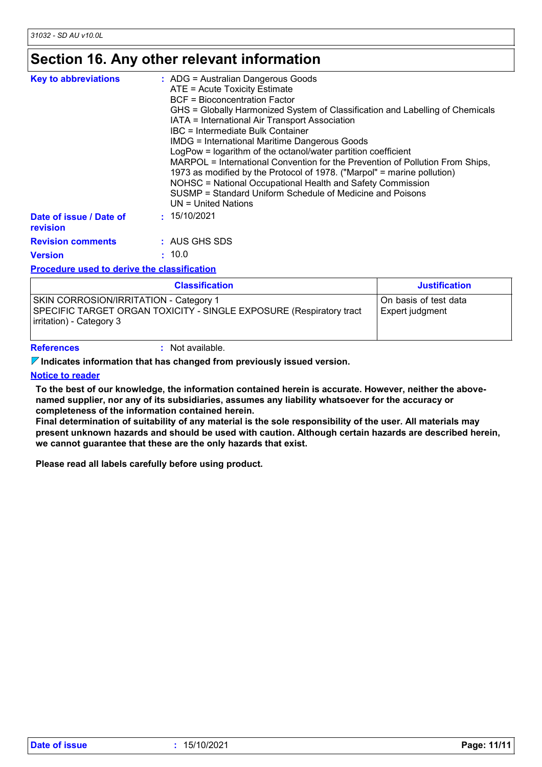# Section 16. Any other relevant information

**Key to abbreviations** : ADG = Australian Dangerous Goods
ATE = Acute Toxicity Estimate
BCF = Bioconcentration Factor
GHS = Globally Harmonized System of Classification and Labelling of Chemicals
IATA = International Air Transport Association
IBC = Intermediate Bulk Container
IMDG = International Maritime Dangerous Goods
LogPow = logarithm of the octanol/water partition coefficient
MARPOL = International Convention for the Prevention of Pollution From Ships, 1973 as modified by the Protocol of 1978. ("Marpol" = marine pollution)
NOHSC = National Occupational Health and Safety Commission
SUSMP = Standard Uniform Schedule of Medicine and Poisons
UN = United Nations

**Date of issue / Date of revision** : 15/10/2021

**Revision comments** : AUS GHS SDS

**Version** : 10.0

**Procedure used to derive the classification**

| Classification | Justification |
|---|---|
| SKIN CORROSION/IRRITATION - Category 1<br>SPECIFIC TARGET ORGAN TOXICITY - SINGLE EXPOSURE (Respiratory tract irritation) - Category 3 | On basis of test data<br>Expert judgment |

**References** : Not available.

**Indicates information that has changed from previously issued version.**

**Notice to reader**

**To the best of our knowledge, the information contained herein is accurate. However, neither the above-named supplier, nor any of its subsidiaries, assumes any liability whatsoever for the accuracy or completeness of the information contained herein.**
**Final determination of suitability of any material is the sole responsibility of the user. All materials may present unknown hazards and should be used with caution. Although certain hazards are described herein, we cannot guarantee that these are the only hazards that exist.**

**Please read all labels carefully before using product.**